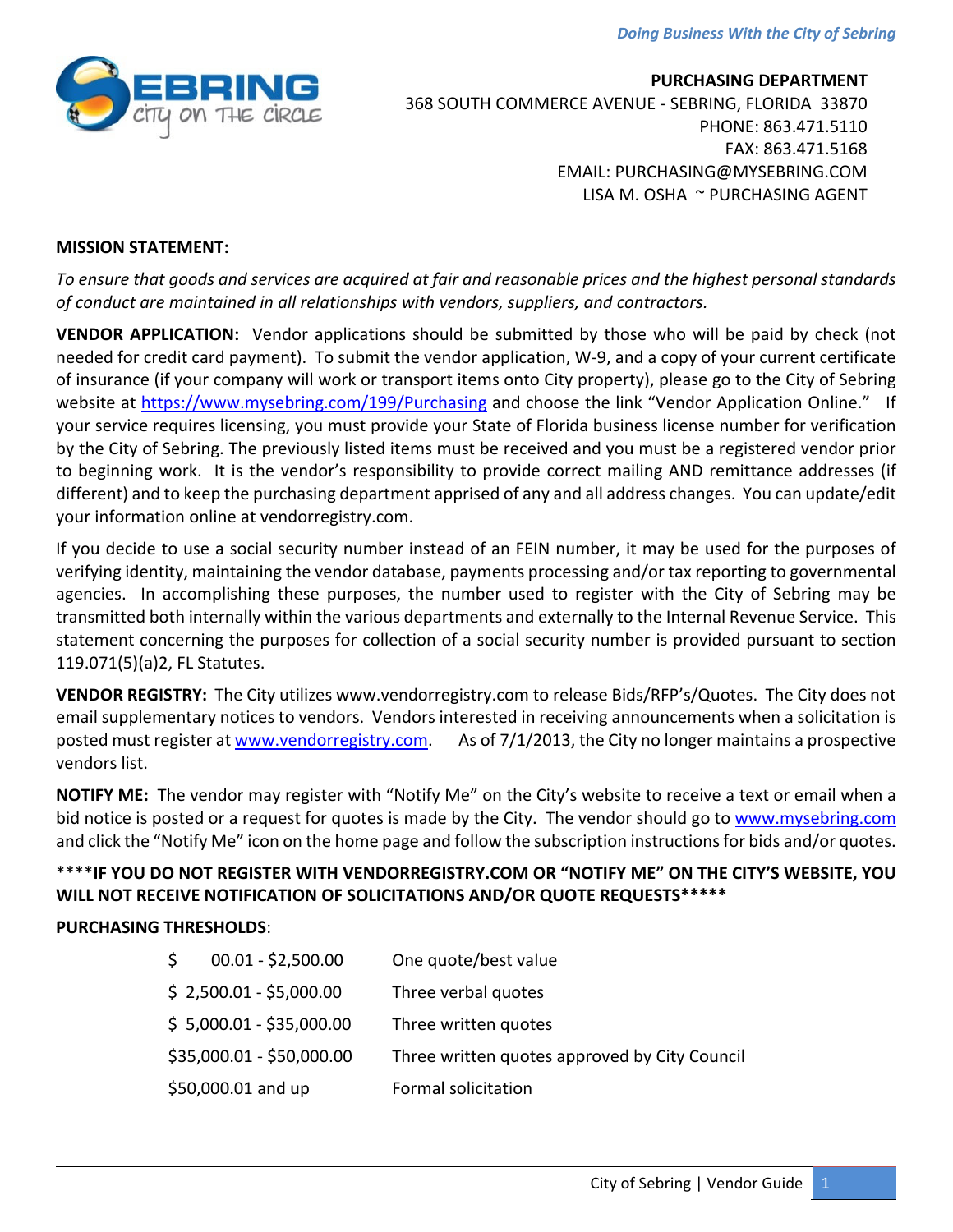**PURCHASING DEPARTMENT**
368 SOUTH COMMERCE AVENUE - SEBRING, FLORIDA 33870
PHONE: 863.471.5110
FAX: 863.471.5168
EMAIL: PURCHASING@MYSEBRING.COM
LISA M. OSHA ~ PURCHASING AGENT

**MISSION STATEMENT:**

*To ensure that goods and services are acquired at fair and reasonable prices and the highest personal standards of conduct are maintained in all relationships with vendors, suppliers, and contractors.*

**VENDOR APPLICATION:** Vendor applications should be submitted by those who will be paid by check (not needed for credit card payment). To submit the vendor application, W-9, and a copy of your current certificate of insurance (if your company will work or transport items onto City property), please go to the City of Sebring website at https://www.mysebring.com/199/Purchasing and choose the link "Vendor Application Online." If your service requires licensing, you must provide your State of Florida business license number for verification by the City of Sebring. The previously listed items must be received and you must be a registered vendor prior to beginning work. It is the vendor's responsibility to provide correct mailing AND remittance addresses (if different) and to keep the purchasing department apprised of any and all address changes. You can update/edit your information online at vendorregistry.com.

If you decide to use a social security number instead of an FEIN number, it may be used for the purposes of verifying identity, maintaining the vendor database, payments processing and/or tax reporting to governmental agencies. In accomplishing these purposes, the number used to register with the City of Sebring may be transmitted both internally within the various departments and externally to the Internal Revenue Service. This statement concerning the purposes for collection of a social security number is provided pursuant to section 119.071(5)(a)2, FL Statutes.

**VENDOR REGISTRY:** The City utilizes www.vendorregistry.com to release Bids/RFP's/Quotes. The City does not email supplementary notices to vendors. Vendors interested in receiving announcements when a solicitation is posted must register at www.vendorregistry.com. As of 7/1/2013, the City no longer maintains a prospective vendors list.

**NOTIFY ME:** The vendor may register with "Notify Me" on the City's website to receive a text or email when a bid notice is posted or a request for quotes is made by the City. The vendor should go to www.mysebring.com and click the "Notify Me" icon on the home page and follow the subscription instructions for bids and/or quotes.

\*\*\*\***IF YOU DO NOT REGISTER WITH VENDORREGISTRY.COM OR "NOTIFY ME" ON THE CITY'S WEBSITE, YOU WILL NOT RECEIVE NOTIFICATION OF SOLICITATIONS AND/OR QUOTE REQUESTS\*\*\*\*\***

**PURCHASING THRESHOLDS**:

| Amount | Requirement |
|---|---|
| $ 00.01 - $2,500.00 | One quote/best value |
| $ 2,500.01 - $5,000.00 | Three verbal quotes |
| $ 5,000.01 - $35,000.00 | Three written quotes |
| $35,000.01 - $50,000.00 | Three written quotes approved by City Council |
| $50,000.01 and up | Formal solicitation |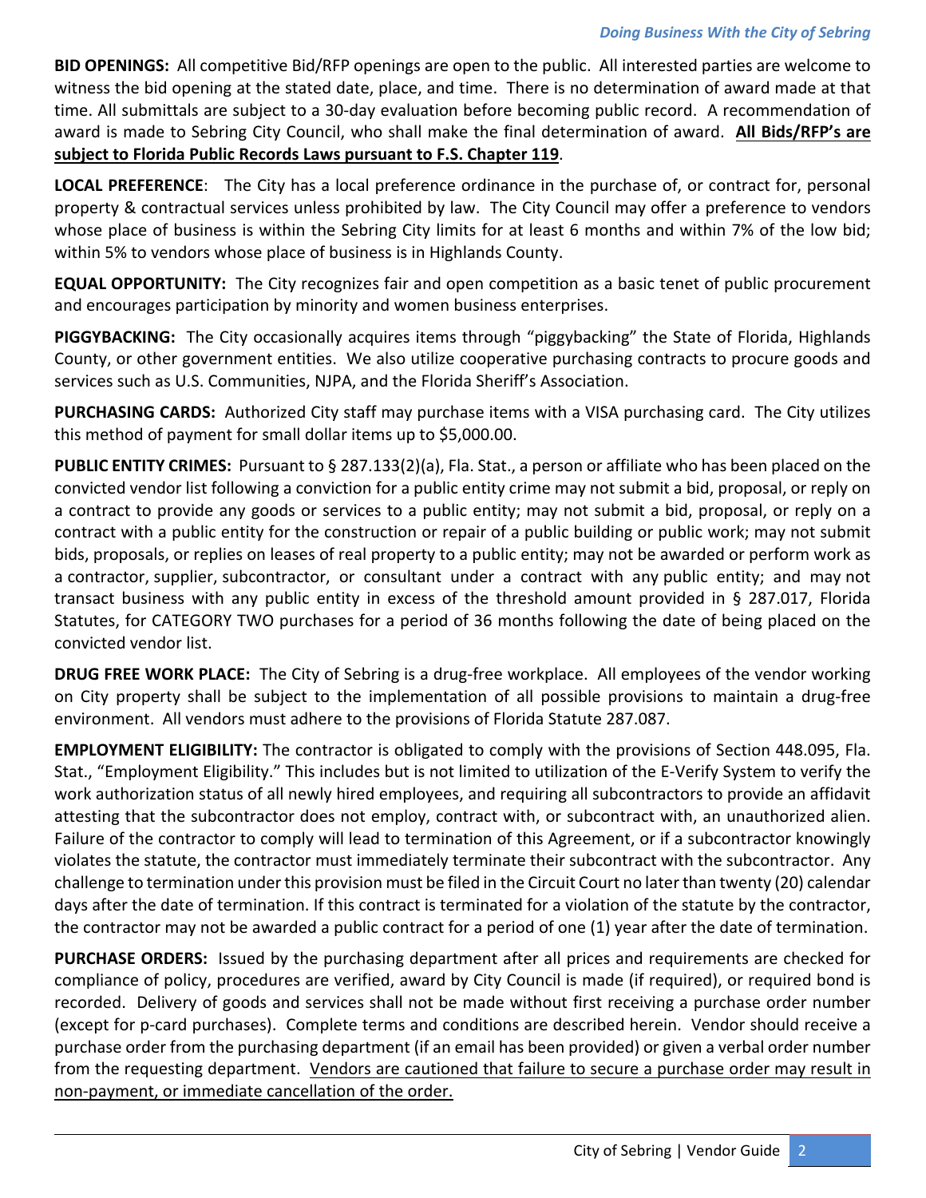**BID OPENINGS:** All competitive Bid/RFP openings are open to the public. All interested parties are welcome to witness the bid opening at the stated date, place, and time. There is no determination of award made at that time. All submittals are subject to a 30-day evaluation before becoming public record. A recommendation of award is made to Sebring City Council, who shall make the final determination of award. **All Bids/RFP's are subject to Florida Public Records Laws pursuant to F.S. Chapter 119**.

**LOCAL PREFERENCE**: The City has a local preference ordinance in the purchase of, or contract for, personal property & contractual services unless prohibited by law. The City Council may offer a preference to vendors whose place of business is within the Sebring City limits for at least 6 months and within 7% of the low bid; within 5% to vendors whose place of business is in Highlands County.

**EQUAL OPPORTUNITY:** The City recognizes fair and open competition as a basic tenet of public procurement and encourages participation by minority and women business enterprises.

**PIGGYBACKING:** The City occasionally acquires items through "piggybacking" the State of Florida, Highlands County, or other government entities. We also utilize cooperative purchasing contracts to procure goods and services such as U.S. Communities, NJPA, and the Florida Sheriff's Association.

**PURCHASING CARDS:** Authorized City staff may purchase items with a VISA purchasing card. The City utilizes this method of payment for small dollar items up to $5,000.00.

**PUBLIC ENTITY CRIMES:** Pursuant to § 287.133(2)(a), Fla. Stat., a person or affiliate who has been placed on the convicted vendor list following a conviction for a public entity crime may not submit a bid, proposal, or reply on a contract to provide any goods or services to a public entity; may not submit a bid, proposal, or reply on a contract with a public entity for the construction or repair of a public building or public work; may not submit bids, proposals, or replies on leases of real property to a public entity; may not be awarded or perform work as a contractor, supplier, subcontractor, or consultant under a contract with any public entity; and may not transact business with any public entity in excess of the threshold amount provided in § 287.017, Florida Statutes, for CATEGORY TWO purchases for a period of 36 months following the date of being placed on the convicted vendor list.

**DRUG FREE WORK PLACE:** The City of Sebring is a drug-free workplace. All employees of the vendor working on City property shall be subject to the implementation of all possible provisions to maintain a drug-free environment. All vendors must adhere to the provisions of Florida Statute 287.087.

**EMPLOYMENT ELIGIBILITY:** The contractor is obligated to comply with the provisions of Section 448.095, Fla. Stat., "Employment Eligibility." This includes but is not limited to utilization of the E-Verify System to verify the work authorization status of all newly hired employees, and requiring all subcontractors to provide an affidavit attesting that the subcontractor does not employ, contract with, or subcontract with, an unauthorized alien. Failure of the contractor to comply will lead to termination of this Agreement, or if a subcontractor knowingly violates the statute, the contractor must immediately terminate their subcontract with the subcontractor. Any challenge to termination under this provision must be filed in the Circuit Court no later than twenty (20) calendar days after the date of termination. If this contract is terminated for a violation of the statute by the contractor, the contractor may not be awarded a public contract for a period of one (1) year after the date of termination.

**PURCHASE ORDERS:** Issued by the purchasing department after all prices and requirements are checked for compliance of policy, procedures are verified, award by City Council is made (if required), or required bond is recorded. Delivery of goods and services shall not be made without first receiving a purchase order number (except for p-card purchases). Complete terms and conditions are described herein. Vendor should receive a purchase order from the purchasing department (if an email has been provided) or given a verbal order number from the requesting department. Vendors are cautioned that failure to secure a purchase order may result in non-payment, or immediate cancellation of the order.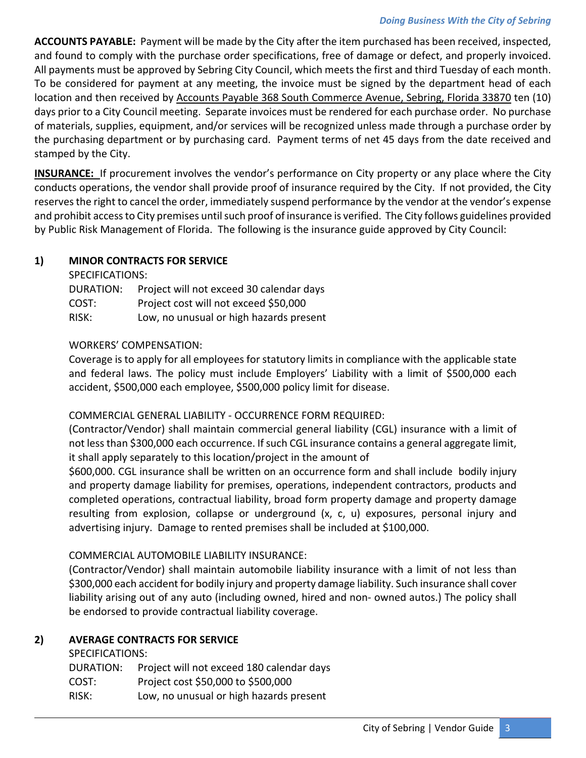**ACCOUNTS PAYABLE:** Payment will be made by the City after the item purchased has been received, inspected, and found to comply with the purchase order specifications, free of damage or defect, and properly invoiced. All payments must be approved by Sebring City Council, which meets the first and third Tuesday of each month. To be considered for payment at any meeting, the invoice must be signed by the department head of each location and then received by Accounts Payable 368 South Commerce Avenue, Sebring, Florida 33870 ten (10) days prior to a City Council meeting. Separate invoices must be rendered for each purchase order. No purchase of materials, supplies, equipment, and/or services will be recognized unless made through a purchase order by the purchasing department or by purchasing card. Payment terms of net 45 days from the date received and stamped by the City.

**INSURANCE:** If procurement involves the vendor's performance on City property or any place where the City conducts operations, the vendor shall provide proof of insurance required by the City. If not provided, the City reserves the right to cancel the order, immediately suspend performance by the vendor at the vendor's expense and prohibit access to City premises until such proof of insurance is verified. The City follows guidelines provided by Public Risk Management of Florida. The following is the insurance guide approved by City Council:

## 1) MINOR CONTRACTS FOR SERVICE

SPECIFICATIONS:

DURATION: Project will not exceed 30 calendar days
COST: Project cost will not exceed $50,000
RISK: Low, no unusual or high hazards present

WORKERS' COMPENSATION:
Coverage is to apply for all employees for statutory limits in compliance with the applicable state and federal laws. The policy must include Employers' Liability with a limit of $500,000 each accident, $500,000 each employee, $500,000 policy limit for disease.

COMMERCIAL GENERAL LIABILITY - OCCURRENCE FORM REQUIRED:
(Contractor/Vendor) shall maintain commercial general liability (CGL) insurance with a limit of not less than $300,000 each occurrence. If such CGL insurance contains a general aggregate limit, it shall apply separately to this location/project in the amount of $600,000. CGL insurance shall be written on an occurrence form and shall include bodily injury and property damage liability for premises, operations, independent contractors, products and completed operations, contractual liability, broad form property damage and property damage resulting from explosion, collapse or underground (x, c, u) exposures, personal injury and advertising injury. Damage to rented premises shall be included at $100,000.

COMMERCIAL AUTOMOBILE LIABILITY INSURANCE:
(Contractor/Vendor) shall maintain automobile liability insurance with a limit of not less than $300,000 each accident for bodily injury and property damage liability. Such insurance shall cover liability arising out of any auto (including owned, hired and non- owned autos.) The policy shall be endorsed to provide contractual liability coverage.

## 2) AVERAGE CONTRACTS FOR SERVICE

SPECIFICATIONS:

DURATION: Project will not exceed 180 calendar days
COST: Project cost $50,000 to $500,000
RISK: Low, no unusual or high hazards present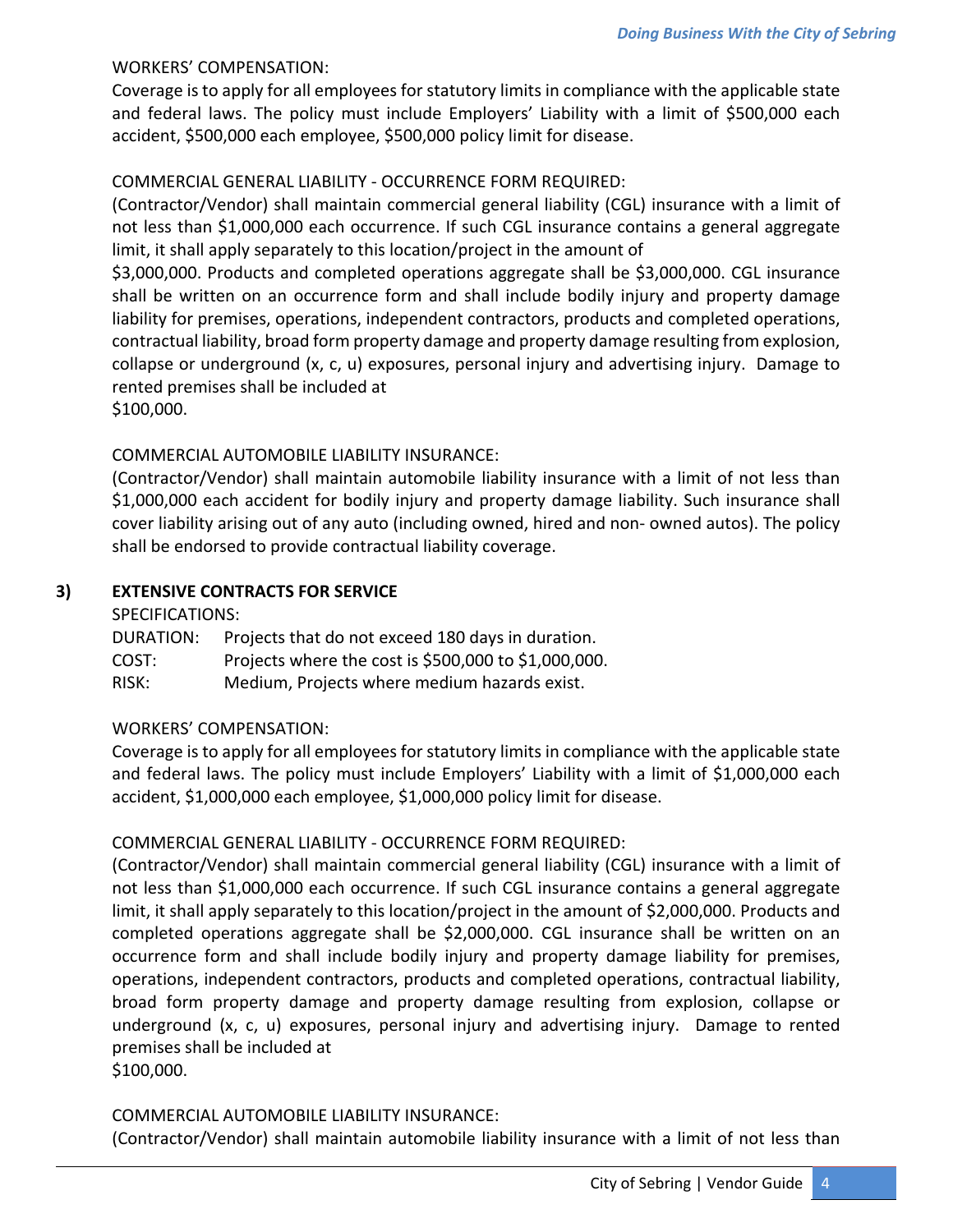WORKERS' COMPENSATION:

Coverage is to apply for all employees for statutory limits in compliance with the applicable state and federal laws. The policy must include Employers' Liability with a limit of $500,000 each accident, $500,000 each employee, $500,000 policy limit for disease.

COMMERCIAL GENERAL LIABILITY - OCCURRENCE FORM REQUIRED:

(Contractor/Vendor) shall maintain commercial general liability (CGL) insurance with a limit of not less than $1,000,000 each occurrence. If such CGL insurance contains a general aggregate limit, it shall apply separately to this location/project in the amount of $3,000,000. Products and completed operations aggregate shall be $3,000,000. CGL insurance shall be written on an occurrence form and shall include bodily injury and property damage liability for premises, operations, independent contractors, products and completed operations, contractual liability, broad form property damage and property damage resulting from explosion, collapse or underground (x, c, u) exposures, personal injury and advertising injury. Damage to rented premises shall be included at $100,000.

COMMERCIAL AUTOMOBILE LIABILITY INSURANCE:

(Contractor/Vendor) shall maintain automobile liability insurance with a limit of not less than $1,000,000 each accident for bodily injury and property damage liability. Such insurance shall cover liability arising out of any auto (including owned, hired and non- owned autos). The policy shall be endorsed to provide contractual liability coverage.

### 3) EXTENSIVE CONTRACTS FOR SERVICE

SPECIFICATIONS:

DURATION: Projects that do not exceed 180 days in duration.
COST: Projects where the cost is $500,000 to $1,000,000.
RISK: Medium, Projects where medium hazards exist.

WORKERS' COMPENSATION:

Coverage is to apply for all employees for statutory limits in compliance with the applicable state and federal laws. The policy must include Employers' Liability with a limit of $1,000,000 each accident, $1,000,000 each employee, $1,000,000 policy limit for disease.

COMMERCIAL GENERAL LIABILITY - OCCURRENCE FORM REQUIRED:

(Contractor/Vendor) shall maintain commercial general liability (CGL) insurance with a limit of not less than $1,000,000 each occurrence. If such CGL insurance contains a general aggregate limit, it shall apply separately to this location/project in the amount of $2,000,000. Products and completed operations aggregate shall be $2,000,000. CGL insurance shall be written on an occurrence form and shall include bodily injury and property damage liability for premises, operations, independent contractors, products and completed operations, contractual liability, broad form property damage and property damage resulting from explosion, collapse or underground (x, c, u) exposures, personal injury and advertising injury. Damage to rented premises shall be included at $100,000.

COMMERCIAL AUTOMOBILE LIABILITY INSURANCE:

(Contractor/Vendor) shall maintain automobile liability insurance with a limit of not less than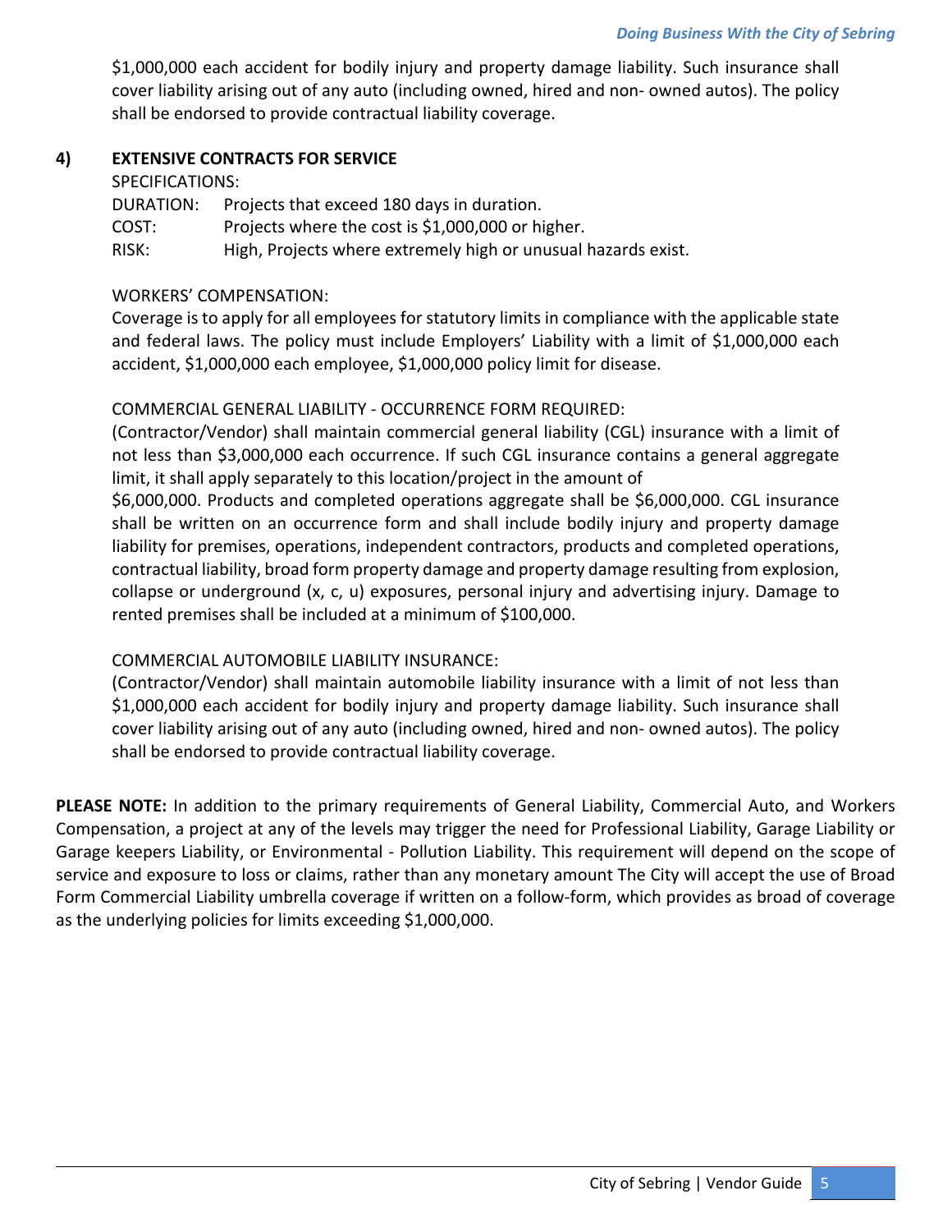$1,000,000 each accident for bodily injury and property damage liability. Such insurance shall cover liability arising out of any auto (including owned, hired and non- owned autos). The policy shall be endorsed to provide contractual liability coverage.

**4) EXTENSIVE CONTRACTS FOR SERVICE**

SPECIFICATIONS:

DURATION: Projects that exceed 180 days in duration.

COST: Projects where the cost is $1,000,000 or higher.

RISK: High, Projects where extremely high or unusual hazards exist.

WORKERS' COMPENSATION:

Coverage is to apply for all employees for statutory limits in compliance with the applicable state and federal laws. The policy must include Employers' Liability with a limit of $1,000,000 each accident, $1,000,000 each employee, $1,000,000 policy limit for disease.

COMMERCIAL GENERAL LIABILITY - OCCURRENCE FORM REQUIRED:

(Contractor/Vendor) shall maintain commercial general liability (CGL) insurance with a limit of not less than $3,000,000 each occurrence. If such CGL insurance contains a general aggregate limit, it shall apply separately to this location/project in the amount of $6,000,000. Products and completed operations aggregate shall be $6,000,000. CGL insurance shall be written on an occurrence form and shall include bodily injury and property damage liability for premises, operations, independent contractors, products and completed operations, contractual liability, broad form property damage and property damage resulting from explosion, collapse or underground (x, c, u) exposures, personal injury and advertising injury. Damage to rented premises shall be included at a minimum of $100,000.

COMMERCIAL AUTOMOBILE LIABILITY INSURANCE:

(Contractor/Vendor) shall maintain automobile liability insurance with a limit of not less than $1,000,000 each accident for bodily injury and property damage liability. Such insurance shall cover liability arising out of any auto (including owned, hired and non- owned autos). The policy shall be endorsed to provide contractual liability coverage.

**PLEASE NOTE:** In addition to the primary requirements of General Liability, Commercial Auto, and Workers Compensation, a project at any of the levels may trigger the need for Professional Liability, Garage Liability or Garage keepers Liability, or Environmental - Pollution Liability. This requirement will depend on the scope of service and exposure to loss or claims, rather than any monetary amount The City will accept the use of Broad Form Commercial Liability umbrella coverage if written on a follow-form, which provides as broad of coverage as the underlying policies for limits exceeding $1,000,000.